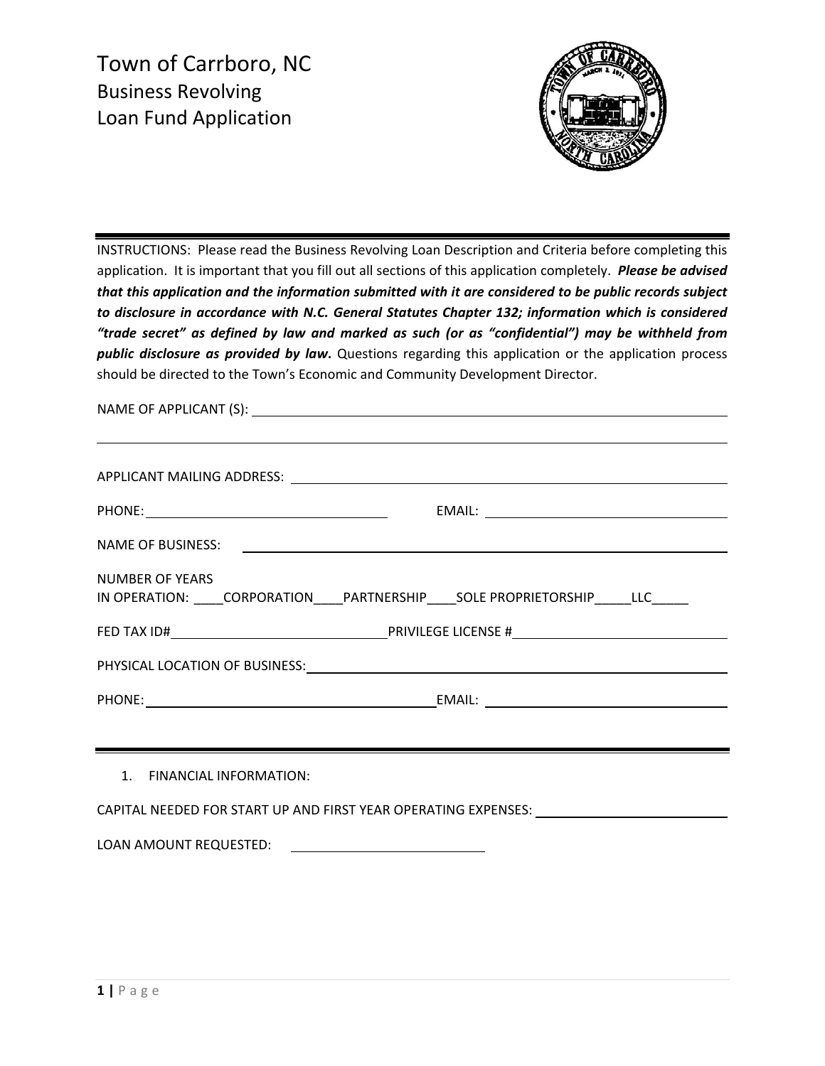# Town of Carrboro, NC

## Business Revolving Loan Fund Application

---

INSTRUCTIONS: Please read the Business Revolving Loan Description and Criteria before completing this application. It is important that you fill out all sections of this application completely. ***Please be advised that this application and the information submitted with it are considered to be public records subject to disclosure in accordance with N.C. General Statutes Chapter 132; information which is considered "trade secret" as defined by law and marked as such (or as "confidential") may be withheld from public disclosure as provided by law.*** Questions regarding this application or the application process should be directed to the Town's Economic and Community Development Director.

NAME OF APPLICANT (S): ______________________________________________

______________________________________________

APPLICANT MAILING ADDRESS: ______________________________________________

PHONE: ______________________ EMAIL: ______________________

NAME OF BUSINESS: ______________________________________________

NUMBER OF YEARS
IN OPERATION: ____CORPORATION____PARTNERSHIP____SOLE PROPRIETORSHIP_____LLC_____

FED TAX ID#______________________ PRIVILEGE LICENSE #______________________

PHYSICAL LOCATION OF BUSINESS: ______________________________________________

PHONE: ______________________ EMAIL: ______________________

---

1. FINANCIAL INFORMATION:

CAPITAL NEEDED FOR START UP AND FIRST YEAR OPERATING EXPENSES: ______________________

LOAN AMOUNT REQUESTED: ______________________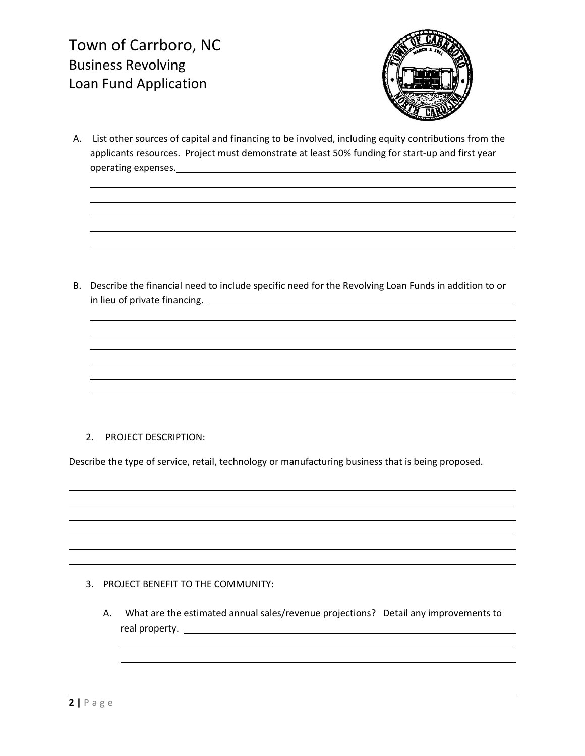# Town of Carrboro, NC
## Business Revolving Loan Fund Application

A. List other sources of capital and financing to be involved, including equity contributions from the applicants resources. Project must demonstrate at least 50% funding for start-up and first year operating expenses.

B. Describe the financial need to include specific need for the Revolving Loan Funds in addition to or in lieu of private financing.

2. PROJECT DESCRIPTION:

Describe the type of service, retail, technology or manufacturing business that is being proposed.

3. PROJECT BENEFIT TO THE COMMUNITY:

A. What are the estimated annual sales/revenue projections? Detail any improvements to real property.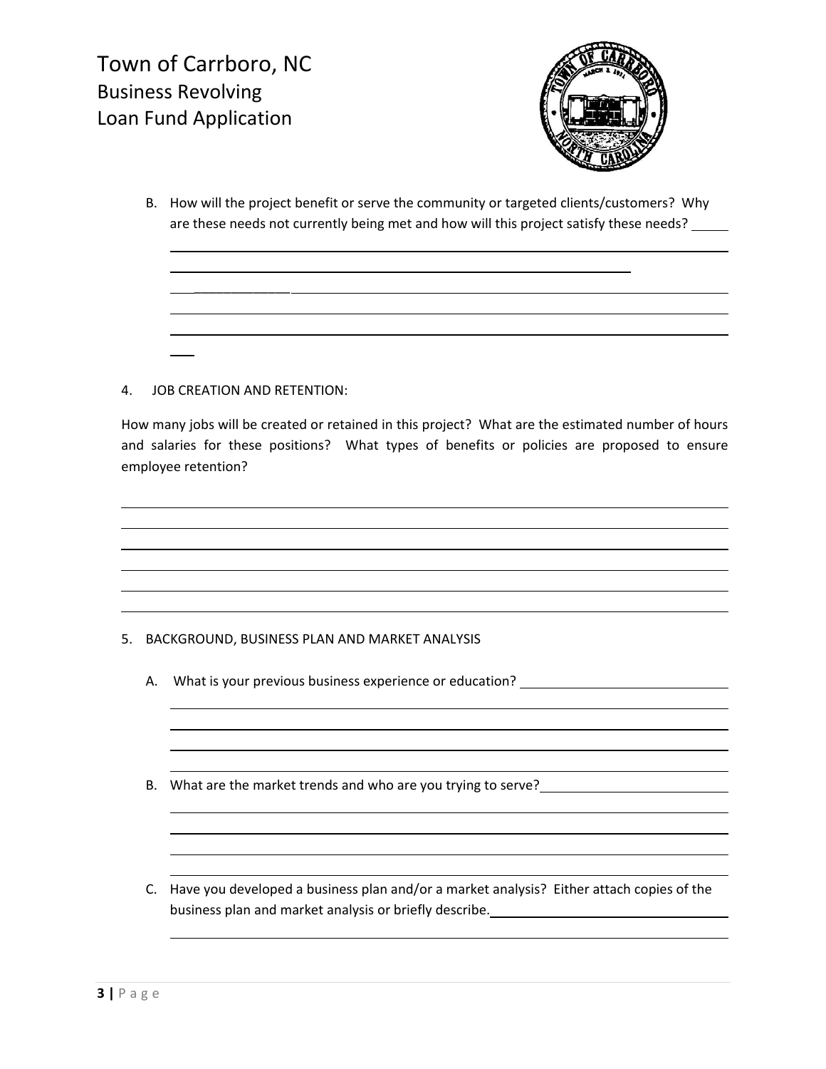B. How will the project benefit or serve the community or targeted clients/customers? Why are these needs not currently being met and how will this project satisfy these needs?

4. JOB CREATION AND RETENTION:

How many jobs will be created or retained in this project? What are the estimated number of hours and salaries for these positions? What types of benefits or policies are proposed to ensure employee retention?

5. BACKGROUND, BUSINESS PLAN AND MARKET ANALYSIS

A. What is your previous business experience or education?

B. What are the market trends and who are you trying to serve?

C. Have you developed a business plan and/or a market analysis? Either attach copies of the business plan and market analysis or briefly describe.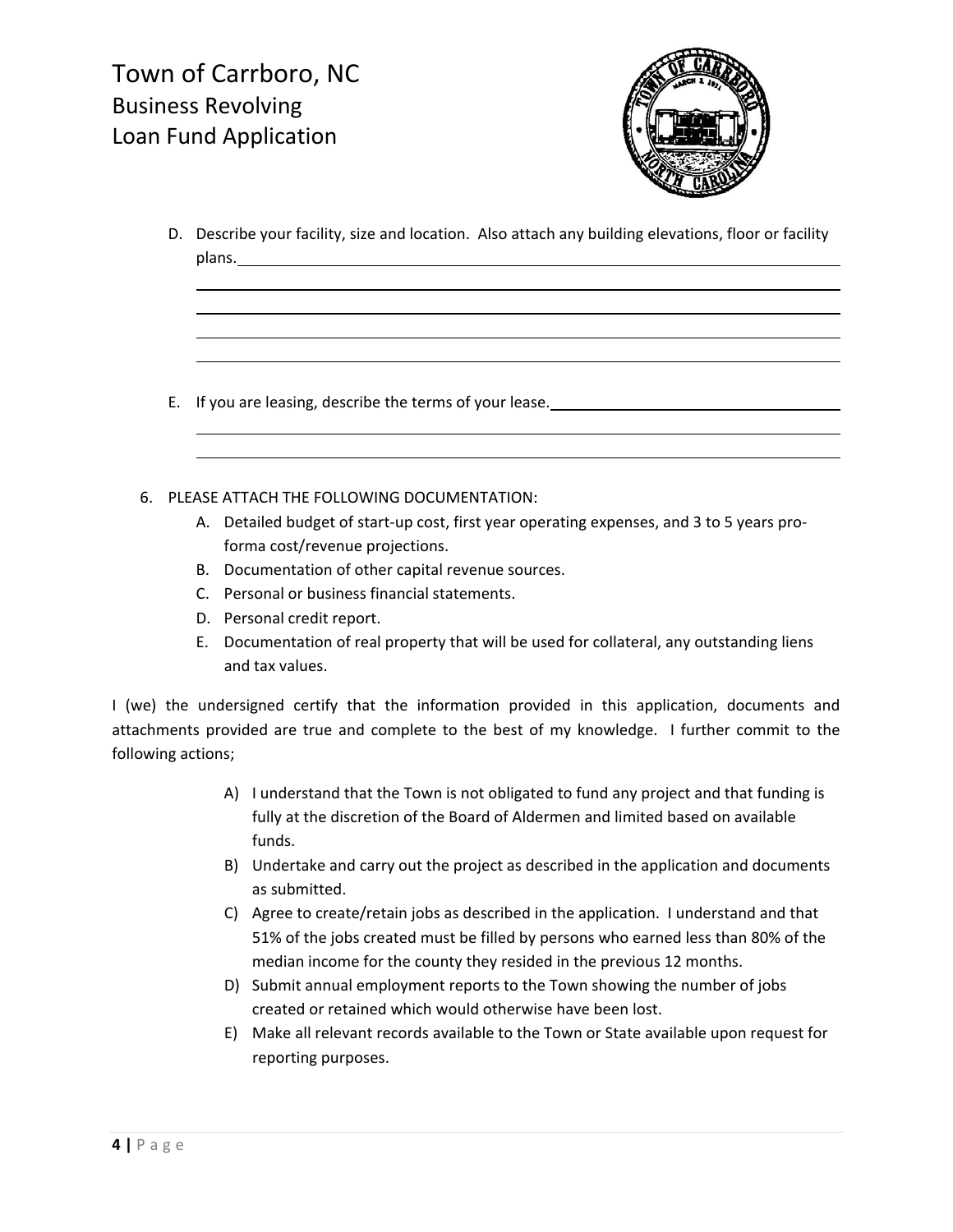# Town of Carrboro, NC
## Business Revolving Loan Fund Application

D. Describe your facility, size and location. Also attach any building elevations, floor or facility plans.________________________________________________________________

________________________________________________________________________________

________________________________________________________________________________

________________________________________________________________________________

________________________________________________________________________________

E. If you are leasing, describe the terms of your lease.________________________________

________________________________________________________________________________

________________________________________________________________________________

6. PLEASE ATTACH THE FOLLOWING DOCUMENTATION:
   A. Detailed budget of start-up cost, first year operating expenses, and 3 to 5 years pro-forma cost/revenue projections.
   B. Documentation of other capital revenue sources.
   C. Personal or business financial statements.
   D. Personal credit report.
   E. Documentation of real property that will be used for collateral, any outstanding liens and tax values.

I (we) the undersigned certify that the information provided in this application, documents and attachments provided are true and complete to the best of my knowledge. I further commit to the following actions;

A) I understand that the Town is not obligated to fund any project and that funding is fully at the discretion of the Board of Aldermen and limited based on available funds.

B) Undertake and carry out the project as described in the application and documents as submitted.

C) Agree to create/retain jobs as described in the application. I understand and that 51% of the jobs created must be filled by persons who earned less than 80% of the median income for the county they resided in the previous 12 months.

D) Submit annual employment reports to the Town showing the number of jobs created or retained which would otherwise have been lost.

E) Make all relevant records available to the Town or State available upon request for reporting purposes.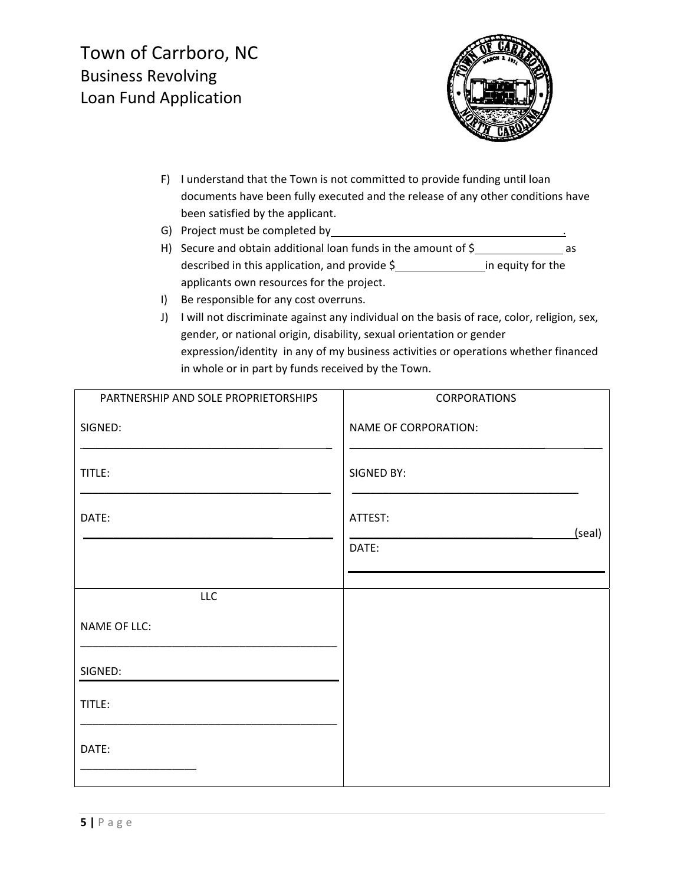# Town of Carrboro, NC

## Business Revolving Loan Fund Application

F) I understand that the Town is not committed to provide funding until loan documents have been fully executed and the release of any other conditions have been satisfied by the applicant.

G) Project must be completed by________________________________________.

H) Secure and obtain additional loan funds in the amount of $_______________ as described in this application, and provide $_______________in equity for the applicants own resources for the project.

I) Be responsible for any cost overruns.

J) I will not discriminate against any individual on the basis of race, color, religion, sex, gender, or national origin, disability, sexual orientation or gender expression/identity in any of my business activities or operations whether financed in whole or in part by funds received by the Town.

| PARTNERSHIP AND SOLE PROPRIETORSHIPS | CORPORATIONS |
|---|---|
| SIGNED: ____________________________________________ | NAME OF CORPORATION: ____________________________________________ |
| TITLE: ____________________________________________ | SIGNED BY: ____________________________________________ |
| DATE: ____________________________________________ | ATTEST: ____________________________________________(seal) |
| | DATE: ____________________________________________ |
| **LLC** | |
| NAME OF LLC: ____________________________________________ | |
| SIGNED: ____________________________________________ | |
| TITLE: ____________________________________________ | |
| DATE: ___________________ | |